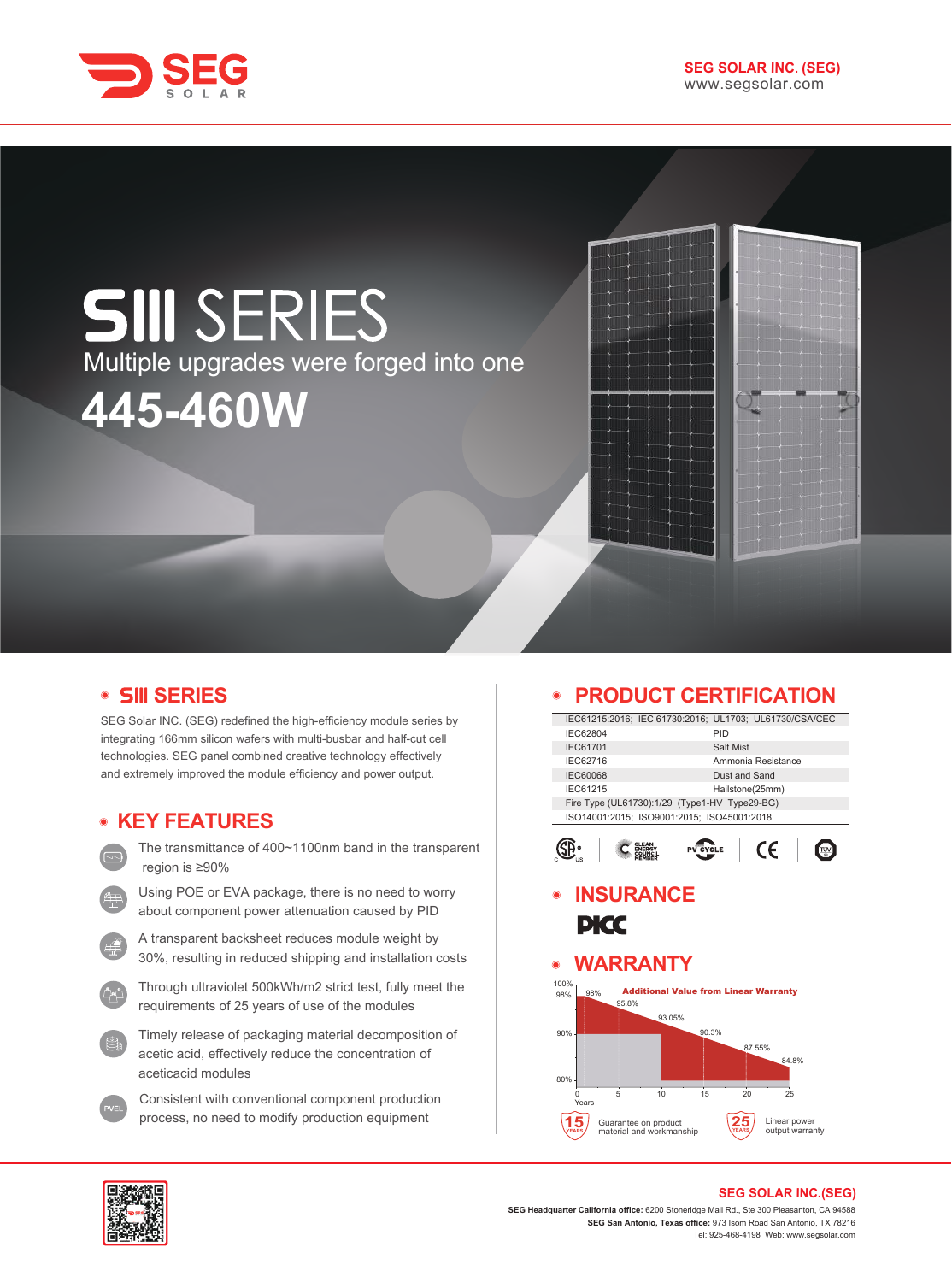SEG SOLAR

**SEG SOLAR INC. (SEG)**
www.segsolar.com

# SIII SERIES

Multiple upgrades were forged into one

# 445-460W

## SIII SERIES

SEG Solar INC. (SEG) redefined the high-efficiency module series by integrating 166mm silicon wafers with multi-busbar and half-cut cell technologies. SEG panel combined creative technology effectively and extremely improved the module efficiency and power output.

## KEY FEATURES

- The transmittance of 400~1100nm band in the transparent region is ≥90%
- Using POE or EVA package, there is no need to worry about component power attenuation caused by PID
- A transparent backsheet reduces module weight by 30%, resulting in reduced shipping and installation costs
- Through ultraviolet 500kWh/m2 strict test, fully meet the requirements of 25 years of use of the modules
- Timely release of packaging material decomposition of acetic acid, effectively reduce the concentration of aceticacid modules
- PVEL: Consistent with conventional component production process, no need to modify production equipment

## PRODUCT CERTIFICATION

| IEC61215:2016; IEC 61730:2016; UL1703; UL61730/CSA/CEC | |
|---|---|
| IEC62804 | PID |
| IEC61701 | Salt Mist |
| IEC62716 | Ammonia Resistance |
| IEC60068 | Dust and Sand |
| IEC61215 | Hailstone(25mm) |
| Fire Type (UL61730):1/29 (Type1-HV Type29-BG) | |
| ISO14001:2015; ISO9001:2015; ISO45001:2018 | |

CSA C US | CLEAN ENERGY COUNCIL MEMBER | PV CYCLE | CE | TÜV

## INSURANCE

PICC

## WARRANTY

Additional Value from Linear Warranty

| Years | 0 | 1 | 5 | 10 | 15 | 20 | 25 |
|---|---|---|---|---|---|---|---|
| Output | 100% | 98% | 95.8% | 93.05% | 90.3% | 87.55% | 84.8% |

15 YEARS — Guarantee on product material and workmanship

25 YEARS — Linear power output warranty

**SEG SOLAR INC.(SEG)**

**SEG Headquarter California office:** 6200 Stoneridge Mall Rd., Ste 300 Pleasanton, CA 94588
**SEG San Antonio, Texas office:** 973 Isom Road San Antonio, TX 78216
Tel: 925-468-4198 Web: www.segsolar.com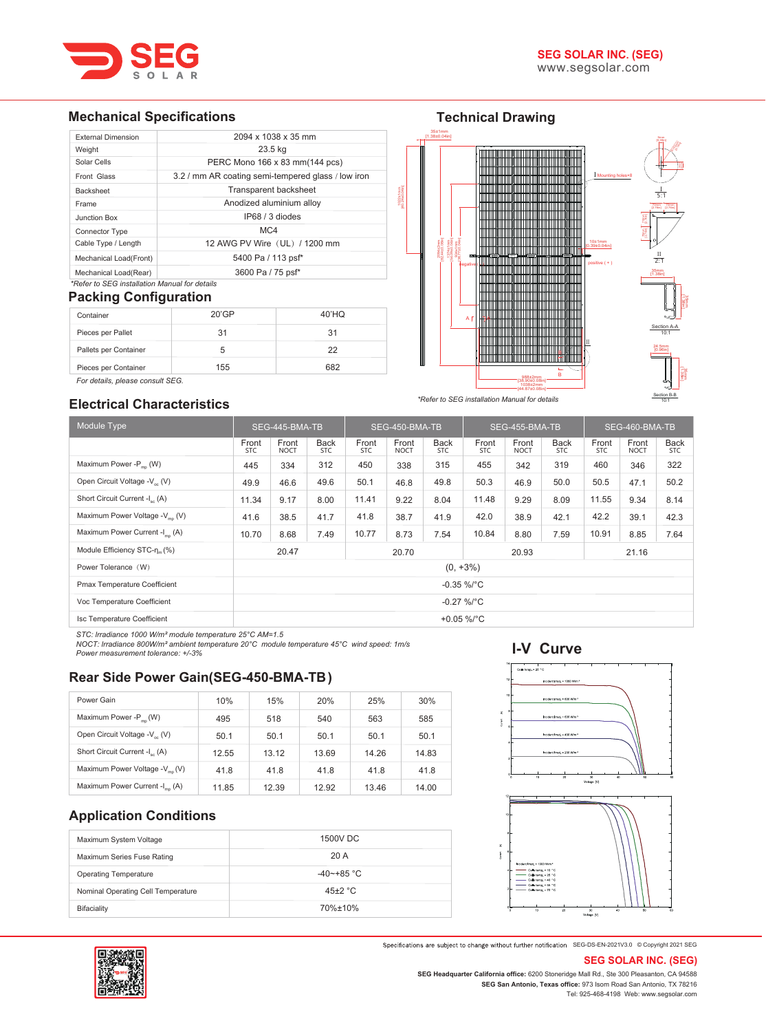# SEG SOLAR INC. (SEG)

www.segsolar.com

## Mechanical Specifications

| | |
|---|---|
| External Dimension | 2094 x 1038 x 35 mm |
| Weight | 23.5 kg |
| Solar Cells | PERC Mono 166 x 83 mm(144 pcs) |
| Front Glass | 3.2 / mm AR coating semi-tempered glass / low iron |
| Backsheet | Transparent backsheet |
| Frame | Anodized aluminium alloy |
| Junction Box | IP68 / 3 diodes |
| Connector Type | MC4 |
| Cable Type / Length | 12 AWG PV Wire（UL）/ 1200 mm |
| Mechanical Load(Front) | 5400 Pa / 113 psf* |
| Mechanical Load(Rear) | 3600 Pa / 75 psf* |

*Refer to SEG installation Manual for details

## Packing Configuration

| Container | 20'GP | 40'HQ |
|---|---|---|
| Pieces per Pallet | 31 | 31 |
| Pallets per Container | 5 | 22 |
| Pieces per Container | 155 | 682 |

*For details, please consult SEG.*

## Technical Drawing

35±1mm [1.38±0.04in]

Mounting holes×8

10±1mm [0.39±0.04in]

Negative(-)

positive ( + )

A

B

958±2mm [35.90±0.08in]

1038±2mm [44.87±0.08in]

I 5:1

II 2:1

35mm [1.38in]

Section A-A 10:1

24.5mm [0.96in]

Section B-B 10:1

*Refer to SEG installation Manual for details

## Electrical Characteristics

| Module Type | SEG-445-BMA-TB | | | SEG-450-BMA-TB | | | SEG-455-BMA-TB | | | SEG-460-BMA-TB | | |
|---|---|---|---|---|---|---|---|---|---|---|---|---|
| | Front STC | Front NOCT | Back STC | Front STC | Front NOCT | Back STC | Front STC | Front NOCT | Back STC | Front STC | Front NOCT | Back STC |
| Maximum Power -$P_{mp}$ (W) | 445 | 334 | 312 | 450 | 338 | 315 | 455 | 342 | 319 | 460 | 346 | 322 |
| Open Circuit Voltage -$V_{oc}$ (V) | 49.9 | 46.6 | 49.6 | 50.1 | 46.8 | 49.8 | 50.3 | 46.9 | 50.0 | 50.5 | 47.1 | 50.2 |
| Short Circuit Current -$I_{sc}$ (A) | 11.34 | 9.17 | 8.00 | 11.41 | 9.22 | 8.04 | 11.48 | 9.29 | 8.09 | 11.55 | 9.34 | 8.14 |
| Maximum Power Voltage -$V_{mp}$ (V) | 41.6 | 38.5 | 41.7 | 41.8 | 38.7 | 41.9 | 42.0 | 38.9 | 42.1 | 42.2 | 39.1 | 42.3 |
| Maximum Power Current -$I_{mp}$ (A) | 10.70 | 8.68 | 7.49 | 10.77 | 8.73 | 7.54 | 10.84 | 8.80 | 7.59 | 10.91 | 8.85 | 7.64 |
| Module Efficiency STC-$\eta_m$ (%) | 20.47 | | | 20.70 | | | 20.93 | | | 21.16 | | |
| Power Tolerance（W） | (0, +3%) | | | | | | | | | | | |
| Pmax Temperature Coefficient | -0.35 %/°C | | | | | | | | | | | |
| Voc Temperature Coefficient | -0.27 %/°C | | | | | | | | | | | |
| Isc Temperature Coefficient | +0.05 %/°C | | | | | | | | | | | |

*STC: Irradiance 1000 W/m² module temperature 25°C AM=1.5*
*NOCT: Irradiance 800W/m² ambient temperature 20°C module temperature 45°C wind speed: 1m/s*
*Power measurement tolerance: +/-3%*

## Rear Side Power Gain(SEG-450-BMA-TB)

| Power Gain | 10% | 15% | 20% | 25% | 30% |
|---|---|---|---|---|---|
| Maximum Power -$P_{mp}$ (W) | 495 | 518 | 540 | 563 | 585 |
| Open Circuit Voltage -$V_{oc}$ (V) | 50.1 | 50.1 | 50.1 | 50.1 | 50.1 |
| Short Circuit Current -$I_{sc}$ (A) | 12.55 | 13.12 | 13.69 | 14.26 | 14.83 |
| Maximum Power Voltage -$V_{mp}$ (V) | 41.8 | 41.8 | 41.8 | 41.8 | 41.8 |
| Maximum Power Current -$I_{mp}$ (A) | 11.85 | 12.39 | 12.92 | 13.46 | 14.00 |

## I-V Curve

Cell temp. = 25 °C

Incident Irrad. = 1000 W/m²

Incident Irrad. = 800 W/m²

Incident Irrad. = 600 W/m²

Incident Irrad. = 400 W/m²

Incident Irrad. = 200 W/m²

Current (A)

Voltage (V)

Incident Irrad. = 1000 W/m²

Cells temp. = 10 °C

Cells temp. = 25 °C

Cells temp. = 40 °C

Cells temp. = 55 °C

Cells temp. = 70 °C

Current (A)

Voltage (V)

## Application Conditions

| | |
|---|---|
| Maximum System Voltage | 1500V DC |
| Maximum Series Fuse Rating | 20 A |
| Operating Temperature | -40~+85 °C |
| Nominal Operating Cell Temperature | 45±2 °C |
| Bifaciality | 70%±10% |

Specifications are subject to change without further notification SEG-DS-EN-2021V3.0 © Copyright 2021 SEG

**SEG SOLAR INC. (SEG)**

**SEG Headquarter California office:** 6200 Stoneridge Mall Rd., Ste 300 Pleasanton, CA 94588
**SEG San Antonio, Texas office:** 973 Isom Road San Antonio, TX 78216
Tel: 925-468-4198 Web: www.segsolar.com